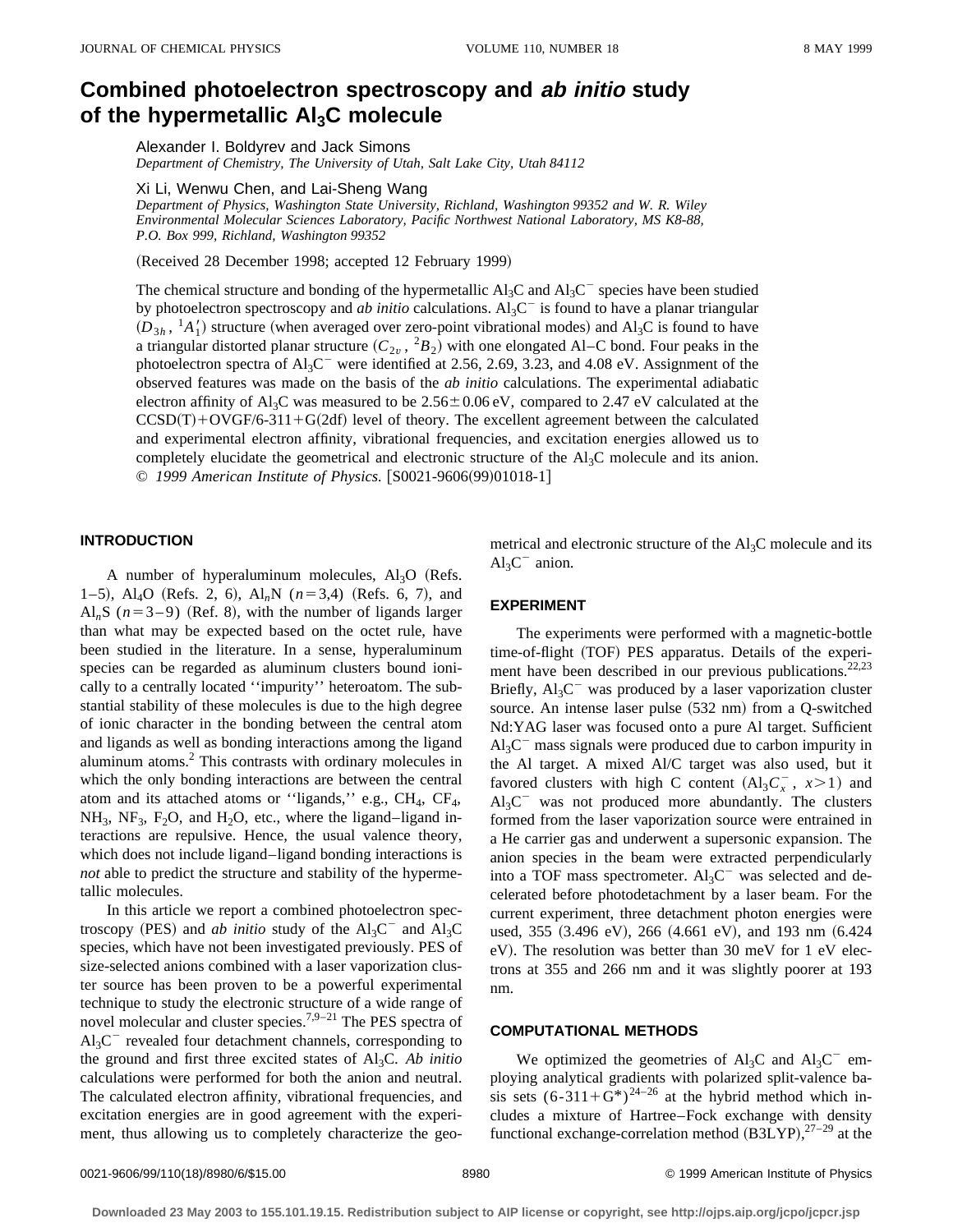# Combined photoelectron spectroscopy and *ab initio* study of the hypermetallic $Al_3C$ molecule

Alexander I. Boldyrev and Jack Simons
*Department of Chemistry, The University of Utah, Salt Lake City, Utah 84112*

Xi Li, Wenwu Chen, and Lai-Sheng Wang
*Department of Physics, Washington State University, Richland, Washington 99352 and W. R. Wiley Environmental Molecular Sciences Laboratory, Pacific Northwest National Laboratory, MS K8-88, P.O. Box 999, Richland, Washington 99352*

(Received 28 December 1998; accepted 12 February 1999)

The chemical structure and bonding of the hypermetallic $Al_3C$ and $Al_3C^-$ species have been studied by photoelectron spectroscopy and *ab initio* calculations. $Al_3C^-$ is found to have a planar triangular ($D_{3h}$, ${}^1A_1'$) structure (when averaged over zero-point vibrational modes) and $Al_3C$ is found to have a triangular distorted planar structure ($C_{2v}$, ${}^2B_2$) with one elongated Al–C bond. Four peaks in the photoelectron spectra of $Al_3C^-$ were identified at 2.56, 2.69, 3.23, and 4.08 eV. Assignment of the observed features was made on the basis of the *ab initio* calculations. The experimental adiabatic electron affinity of $Al_3C$ was measured to be $2.56 \pm 0.06$ eV, compared to 2.47 eV calculated at the CCSD(T)+OVGF/6-311+G(2df) level of theory. The excellent agreement between the calculated and experimental electron affinity, vibrational frequencies, and excitation energies allowed us to completely elucidate the geometrical and electronic structure of the $Al_3C$ molecule and its anion. © *1999 American Institute of Physics.* [S0021-9606(99)01018-1]

## INTRODUCTION

A number of hyperaluminum molecules, $Al_3O$ (Refs. 1–5), $Al_4O$ (Refs. 2, 6), $Al_nN$ ($n=3,4$) (Refs. 6, 7), and $Al_nS$ ($n=3-9$) (Ref. 8), with the number of ligands larger than what may be expected based on the octet rule, have been studied in the literature. In a sense, hyperaluminum species can be regarded as aluminum clusters bound ionically to a centrally located ''impurity'' heteroatom. The substantial stability of these molecules is due to the high degree of ionic character in the bonding between the central atom and ligands as well as bonding interactions among the ligand aluminum atoms.[2] This contrasts with ordinary molecules in which the only bonding interactions are between the central atom and its attached atoms or ''ligands,'' e.g., $CH_4$, $CF_4$, $NH_3$, $NF_3$, $F_2O$, and $H_2O$, etc., where the ligand–ligand interactions are repulsive. Hence, the usual valence theory, which does not include ligand–ligand bonding interactions is *not* able to predict the structure and stability of the hypermetallic molecules.

In this article we report a combined photoelectron spectroscopy (PES) and *ab initio* study of the $Al_3C^-$ and $Al_3C$ species, which have not been investigated previously. PES of size-selected anions combined with a laser vaporization cluster source has been proven to be a powerful experimental technique to study the electronic structure of a wide range of novel molecular and cluster species.[7,9–21] The PES spectra of $Al_3C^-$ revealed four detachment channels, corresponding to the ground and first three excited states of $Al_3C$. *Ab initio* calculations were performed for both the anion and neutral. The calculated electron affinity, vibrational frequencies, and excitation energies are in good agreement with the experiment, thus allowing us to completely characterize the geometrical and electronic structure of the $Al_3C$ molecule and its $Al_3C^-$ anion.

## EXPERIMENT

The experiments were performed with a magnetic-bottle time-of-flight (TOF) PES apparatus. Details of the experiment have been described in our previous publications.[22,23] Briefly, $Al_3C^-$ was produced by a laser vaporization cluster source. An intense laser pulse (532 nm) from a Q-switched Nd:YAG laser was focused onto a pure Al target. Sufficient $Al_3C^-$ mass signals were produced due to carbon impurity in the Al target. A mixed Al/C target was also used, but it favored clusters with high C content ($Al_3C_x^-$, $x>1$) and $Al_3C^-$ was not produced more abundantly. The clusters formed from the laser vaporization source were entrained in a He carrier gas and underwent a supersonic expansion. The anion species in the beam were extracted perpendicularly into a TOF mass spectrometer. $Al_3C^-$ was selected and decelerated before photodetachment by a laser beam. For the current experiment, three detachment photon energies were used, 355 (3.496 eV), 266 (4.661 eV), and 193 nm (6.424 eV). The resolution was better than 30 meV for 1 eV electrons at 355 and 266 nm and it was slightly poorer at 193 nm.

## COMPUTATIONAL METHODS

We optimized the geometries of $Al_3C$ and $Al_3C^-$ employing analytical gradients with polarized split-valence basis sets (6-311+G*)[24–26] at the hybrid method which includes a mixture of Hartree–Fock exchange with density functional exchange-correlation method (B3LYP),[27–29] at the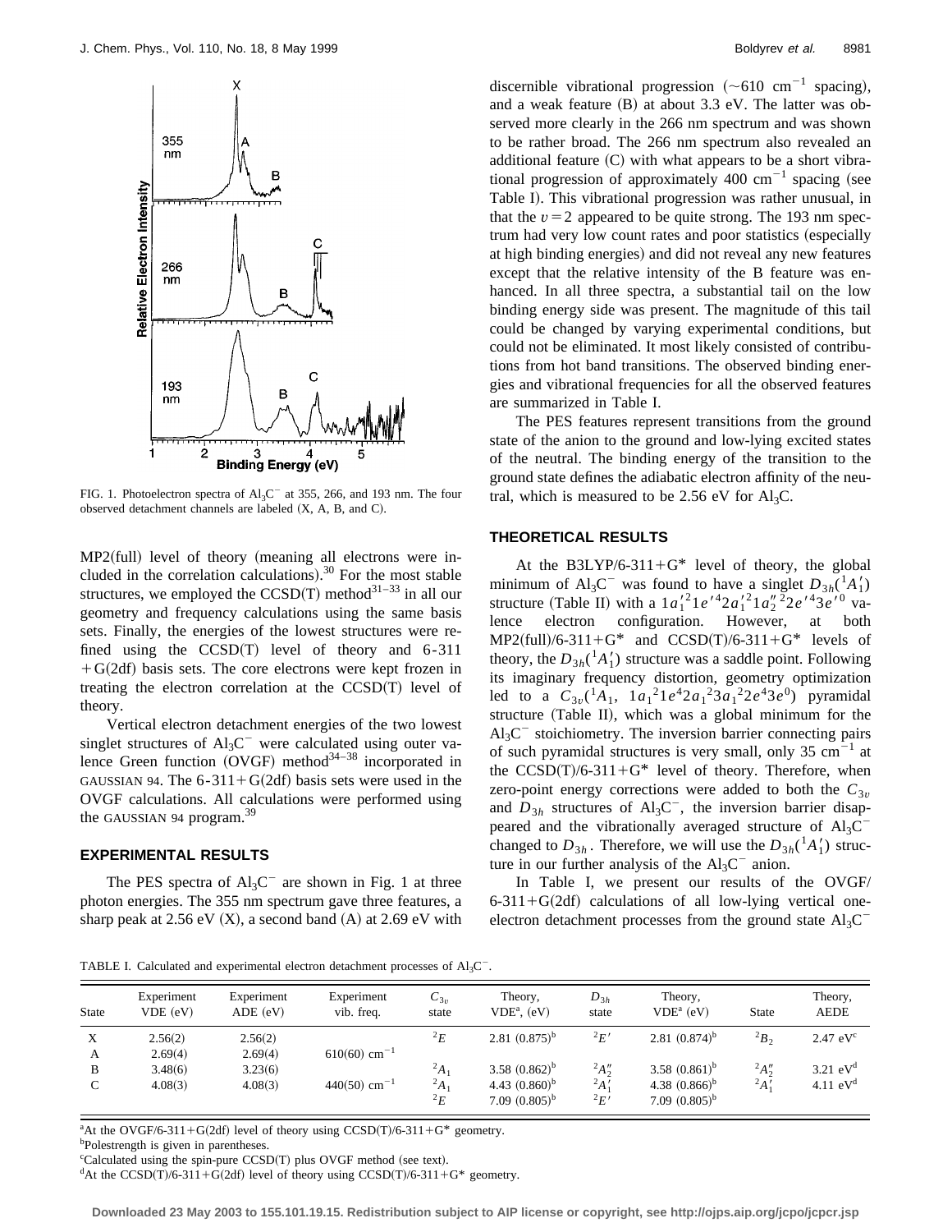FIG. 1. Photoelectron spectra of $Al_3C^-$ at 355, 266, and 193 nm. The four observed detachment channels are labeled (X, A, B, and C).

MP2(full) level of theory (meaning all electrons were included in the correlation calculations).[30] For the most stable structures, we employed the CCSD(T) method[31–33] in all our geometry and frequency calculations using the same basis sets. Finally, the energies of the lowest structures were refined using the CCSD(T) level of theory and 6-311+G(2df) basis sets. The core electrons were kept frozen in treating the electron correlation at the CCSD(T) level of theory.

Vertical electron detachment energies of the two lowest singlet structures of $Al_3C^-$ were calculated using outer valence Green function (OVGF) method[34–38] incorporated in GAUSSIAN 94. The 6-311+G(2df) basis sets were used in the OVGF calculations. All calculations were performed using the GAUSSIAN 94 program.[39]

## EXPERIMENTAL RESULTS

The PES spectra of $Al_3C^-$ are shown in Fig. 1 at three photon energies. The 355 nm spectrum gave three features, a sharp peak at 2.56 eV (X), a second band (A) at 2.69 eV with discernible vibrational progression (~610 $cm^{-1}$ spacing), and a weak feature (B) at about 3.3 eV. The latter was observed more clearly in the 266 nm spectrum and was shown to be rather broad. The 266 nm spectrum also revealed an additional feature (C) with what appears to be a short vibrational progression of approximately 400 $cm^{-1}$ spacing (see Table I). This vibrational progression was rather unusual, in that the $v=2$ appeared to be quite strong. The 193 nm spectrum had very low count rates and poor statistics (especially at high binding energies) and did not reveal any new features except that the relative intensity of the B feature was enhanced. In all three spectra, a substantial tail on the low binding energy side was present. The magnitude of this tail could be changed by varying experimental conditions, but could not be eliminated. It most likely consisted of contributions from hot band transitions. The observed binding energies and vibrational frequencies for all the observed features are summarized in Table I.

The PES features represent transitions from the ground state of the anion to the ground and low-lying excited states of the neutral. The binding energy of the transition to the ground state defines the adiabatic electron affinity of the neutral, which is measured to be 2.56 eV for $Al_3C$.

## THEORETICAL RESULTS

At the B3LYP/6-311+G* level of theory, the global minimum of $Al_3C^-$ was found to have a singlet $D_{3h}(^1A_1')$ structure (Table II) with a $1a_1'^2 1e'^4 2a_1'^2 1a_2''^2 2e'^4 3e'^0$ valence electron configuration. However, at both MP2(full)/6-311+G* and CCSD(T)/6-311+G* levels of theory, the $D_{3h}(^1A_1')$ structure was a saddle point. Following its imaginary frequency distortion, geometry optimization led to a $C_{3v}(^1A_1,\ 1a_1^2 1e^4 2a_1^2 3a_1^2 2e^4 3e^0)$ pyramidal structure (Table II), which was a global minimum for the $Al_3C^-$ stoichiometry. The inversion barrier connecting pairs of such pyramidal structures is very small, only 35 $cm^{-1}$ at the CCSD(T)/6-311+G* level of theory. Therefore, when zero-point energy corrections were added to both the $C_{3v}$ and $D_{3h}$ structures of $Al_3C^-$, the inversion barrier disappeared and the vibrationally averaged structure of $Al_3C^-$ changed to $D_{3h}$. Therefore, we will use the $D_{3h}(^1A_1')$ structure in our further analysis of the $Al_3C^-$ anion.

In Table I, we present our results of the OVGF/6-311+G(2df) calculations of all low-lying vertical one-electron detachment processes from the ground state $Al_3C^-$

TABLE I. Calculated and experimental electron detachment processes of $Al_3C^-$.

| State | Experiment VDE (eV) | Experiment ADE (eV) | Experiment vib. freq. | $C_{3v}$ state | Theory, VDE[a], (eV) | $D_{3h}$ state | Theory, VDE[a] (eV) | State | Theory, AEDE |
|---|---|---|---|---|---|---|---|---|---|
| X | 2.56(2) | 2.56(2) | | $^2E$ | 2.81 (0.875)[b] | $^2E'$ | 2.81 (0.874)[b] | $^2B_2$ | 2.47 eV[c] |
| A | 2.69(4) | 2.69(4) | 610(60) $cm^{-1}$ | | | | | | |
| B | 3.48(6) | 3.23(6) | | $^2A_1$ | 3.58 (0.862)[b] | $^2A_2''$ | 3.58 (0.861)[b] | $^2A_2''$ | 3.21 eV[d] |
| C | 4.08(3) | 4.08(3) | 440(50) $cm^{-1}$ | $^2A_1$ | 4.43 (0.860)[b] | $^2A_1'$ | 4.38 (0.866)[b] | $^2A_1'$ | 4.11 eV[d] |
| | | | | $^2E$ | 7.09 (0.805)[b] | $^2E'$ | 7.09 (0.805)[b] | | |

[a]At the OVGF/6-311+G(2df) level of theory using CCSD(T)/6-311+G* geometry.

[b]Polestrength is given in parentheses.

[c]Calculated using the spin-pure CCSD(T) plus OVGF method (see text).

[d]At the CCSD(T)/6-311+G(2df) level of theory using CCSD(T)/6-311+G* geometry.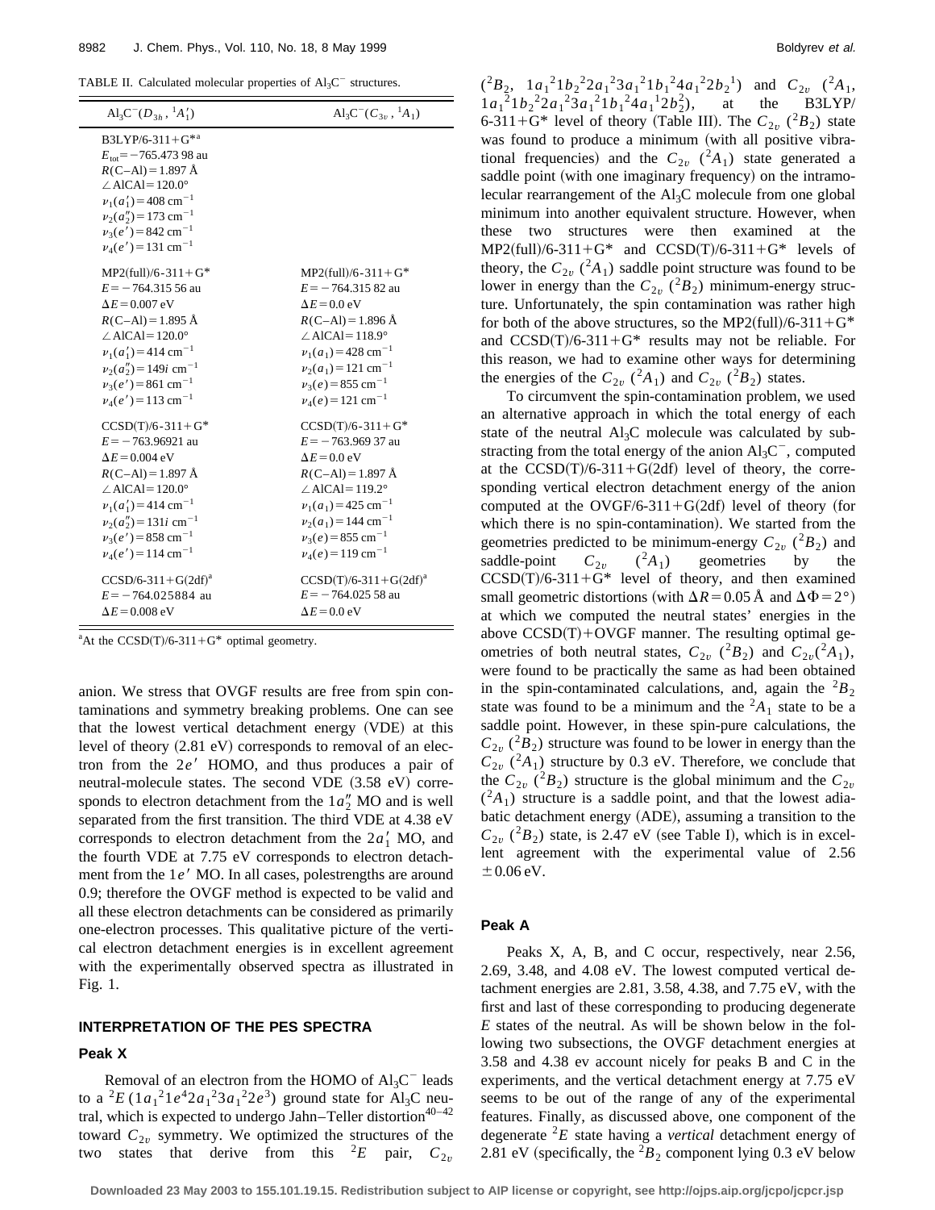TABLE II. Calculated molecular properties of $Al_3C^-$ structures.

| $Al_3C^-(D_{3h}, {}^1A_1')$ | $Al_3C^-(C_{3v}, {}^1A_1)$ |
|---|---|
| B3LYP/6-311+G*[a] | |
| $E_{tot} = -765.473\ 98$ au | |
| $R$(C–Al) = 1.897 Å | |
| ∠AlCAl = 120.0° | |
| $\nu_1(a_1') = 408\ \mathrm{cm}^{-1}$ | |
| $\nu_2(a_2'') = 173\ \mathrm{cm}^{-1}$ | |
| $\nu_3(e') = 842\ \mathrm{cm}^{-1}$ | |
| $\nu_4(e') = 131\ \mathrm{cm}^{-1}$ | |
| MP2(full)/6-311+G* | MP2(full)/6-311+G* |
| $E = -764.315\ 56$ au | $E = -764.315\ 82$ au |
| $\Delta E = 0.007$ eV | $\Delta E = 0.0$ eV |
| $R$(C–Al) = 1.895 Å | $R$(C–Al) = 1.896 Å |
| ∠AlCAl = 120.0° | ∠AlCAl = 118.9° |
| $\nu_1(a_1') = 414\ \mathrm{cm}^{-1}$ | $\nu_1(a_1) = 428\ \mathrm{cm}^{-1}$ |
| $\nu_2(a_2'') = 149i\ \mathrm{cm}^{-1}$ | $\nu_2(a_1) = 121\ \mathrm{cm}^{-1}$ |
| $\nu_3(e') = 861\ \mathrm{cm}^{-1}$ | $\nu_3(e) = 855\ \mathrm{cm}^{-1}$ |
| $\nu_4(e') = 113\ \mathrm{cm}^{-1}$ | $\nu_4(e) = 121\ \mathrm{cm}^{-1}$ |
| CCSD(T)/6-311+G* | CCSD(T)/6-311+G* |
| $E = -763.96921$ au | $E = -763.969\ 37$ au |
| $\Delta E = 0.004$ eV | $\Delta E = 0.0$ eV |
| $R$(C–Al) = 1.897 Å | $R$(C–Al) = 1.897 Å |
| ∠AlCAl = 120.0° | ∠AlCAl = 119.2° |
| $\nu_1(a_1') = 414\ \mathrm{cm}^{-1}$ | $\nu_1(a_1) = 425\ \mathrm{cm}^{-1}$ |
| $\nu_2(a_2'') = 131i\ \mathrm{cm}^{-1}$ | $\nu_2(a_1) = 144\ \mathrm{cm}^{-1}$ |
| $\nu_3(e') = 858\ \mathrm{cm}^{-1}$ | $\nu_3(e) = 855\ \mathrm{cm}^{-1}$ |
| $\nu_4(e') = 114\ \mathrm{cm}^{-1}$ | $\nu_4(e) = 119\ \mathrm{cm}^{-1}$ |
| CCSD/6-311+G(2df)[a] | CCSD(T)/6-311+G(2df)[a] |
| $E = -764.025884$ au | $E = -764.025\ 58$ au |
| $\Delta E = 0.008$ eV | $\Delta E = 0.0$ eV |

[a]At the CCSD(T)/6-311+G* optimal geometry.

anion. We stress that OVGF results are free from spin contaminations and symmetry breaking problems. One can see that the lowest vertical detachment energy (VDE) at this level of theory (2.81 eV) corresponds to removal of an electron from the $2e'$ HOMO, and thus produces a pair of neutral-molecule states. The second VDE (3.58 eV) corresponds to electron detachment from the $1a_2''$ MO and is well separated from the first transition. The third VDE at 4.38 eV corresponds to electron detachment from the $2a_1'$ MO, and the fourth VDE at 7.75 eV corresponds to electron detachment from the $1e'$ MO. In all cases, polestrengths are around 0.9; therefore the OVGF method is expected to be valid and all these electron detachments can be considered as primarily one-electron processes. This qualitative picture of the vertical electron detachment energies is in excellent agreement with the experimentally observed spectra as illustrated in Fig. 1.

## INTERPRETATION OF THE PES SPECTRA

### Peak X

Removal of an electron from the HOMO of $Al_3C^-$ leads to a ${}^2E$ $(1a_1^2 1e^4 2a_1^2 3a_1^2 2e^3)$ ground state for $Al_3C$ neutral, which is expected to undergo Jahn–Teller distortion[40–42] toward $C_{2v}$ symmetry. We optimized the structures of the two states that derive from this ${}^2E$ pair, $C_{2v}$ (${}^2B_2$, $1a_1^2 1b_2^2 2a_1^2 3a_1^2 1b_1^2 4a_1^2 2b_2^1$) and $C_{2v}$ (${}^2A_1$, $1a_1^2 1b_2^2 2a_1^2 3a_1^2 1b_1^2 4a_1^1 2b_2^2$), at the B3LYP/6-311+G* level of theory (Table III). The $C_{2v}$ (${}^2B_2$) state was found to produce a minimum (with all positive vibrational frequencies) and the $C_{2v}$ (${}^2A_1$) state generated a saddle point (with one imaginary frequency) on the intramolecular rearrangement of the $Al_3C$ molecule from one global minimum into another equivalent structure. However, when these two structures were then examined at the MP2(full)/6-311+G* and CCSD(T)/6-311+G* levels of theory, the $C_{2v}$ (${}^2A_1$) saddle point structure was found to be lower in energy than the $C_{2v}$ (${}^2B_2$) minimum-energy structure. Unfortunately, the spin contamination was rather high for both of the above structures, so the MP2(full)/6-311+G* and CCSD(T)/6-311+G* results may not be reliable. For this reason, we had to examine other ways for determining the energies of the $C_{2v}$ (${}^2A_1$) and $C_{2v}$ (${}^2B_2$) states.

To circumvent the spin-contamination problem, we used an alternative approach in which the total energy of each state of the neutral $Al_3C$ molecule was calculated by substracting from the total energy of the anion $Al_3C^-$, computed at the CCSD(T)/6-311+G(2df) level of theory, the corresponding vertical electron detachment energy of the anion computed at the OVGF/6-311+G(2df) level of theory (for which there is no spin-contamination). We started from the geometries predicted to be minimum-energy $C_{2v}$ (${}^2B_2$) and saddle-point $C_{2v}$ (${}^2A_1$) geometries by the CCSD(T)/6-311+G* level of theory, and then examined small geometric distortions (with $\Delta R = 0.05$ Å and $\Delta\Phi = 2°$) at which we computed the neutral states' energies in the above CCSD(T)+OVGF manner. The resulting optimal geometries of both neutral states, $C_{2v}$ (${}^2B_2$) and $C_{2v}$(${}^2A_1$), were found to be practically the same as had been obtained in the spin-contaminated calculations, and, again the ${}^2B_2$ state was found to be a minimum and the ${}^2A_1$ state to be a saddle point. However, in these spin-pure calculations, the $C_{2v}$ (${}^2B_2$) structure was found to be lower in energy than the $C_{2v}$ (${}^2A_1$) structure by 0.3 eV. Therefore, we conclude that the $C_{2v}$ (${}^2B_2$) structure is the global minimum and the $C_{2v}$ (${}^2A_1$) structure is a saddle point, and that the lowest adiabatic detachment energy (ADE), assuming a transition to the $C_{2v}$ (${}^2B_2$) state, is 2.47 eV (see Table I), which is in excellent agreement with the experimental value of 2.56 ±0.06 eV.

### Peak A

Peaks X, A, B, and C occur, respectively, near 2.56, 2.69, 3.48, and 4.08 eV. The lowest computed vertical detachment energies are 2.81, 3.58, 4.38, and 7.75 eV, with the first and last of these corresponding to producing degenerate $E$ states of the neutral. As will be shown below in the following two subsections, the OVGF detachment energies at 3.58 and 4.38 eV account nicely for peaks B and C in the experiments, and the vertical detachment energy at 7.75 eV seems to be out of the range of any of the experimental features. Finally, as discussed above, one component of the degenerate ${}^2E$ state having a *vertical* detachment energy of 2.81 eV (specifically, the ${}^2B_2$ component lying 0.3 eV below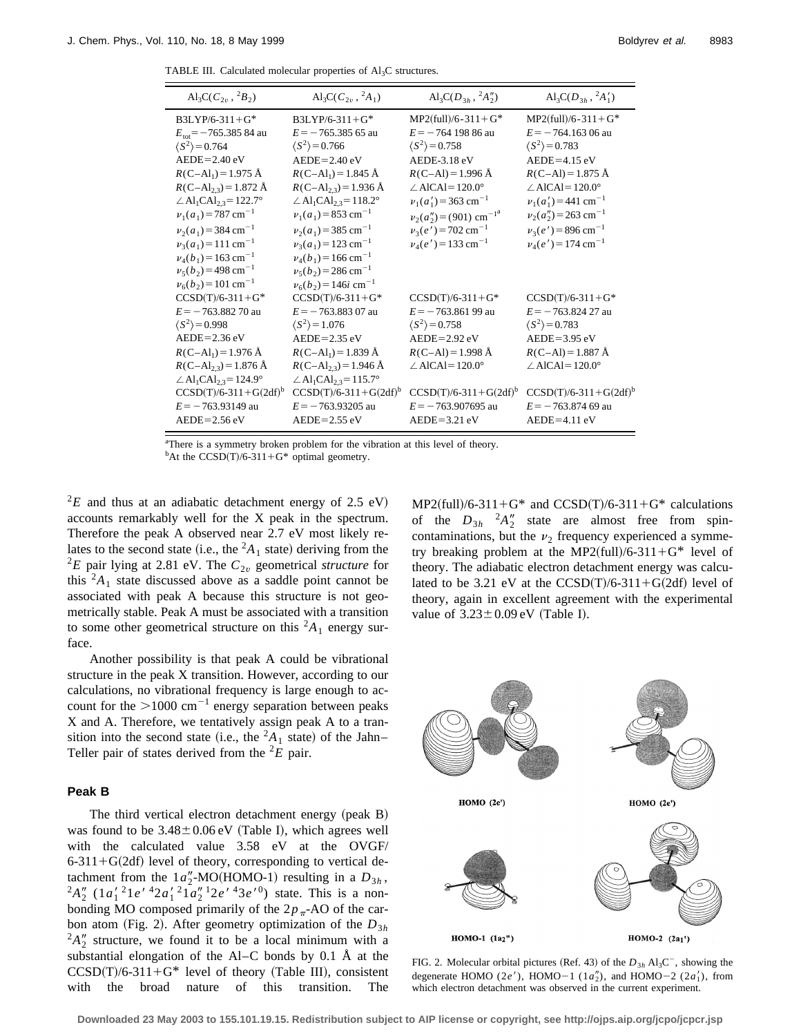TABLE III. Calculated molecular properties of $Al_3C$ structures.

| $Al_3C(C_{2v}, {}^2B_2)$ | $Al_3C(C_{2v}, {}^2A_1)$ | $Al_3C(D_{3h}, {}^2A_2'')$ | $Al_3C(D_{3h}, {}^2A_1')$ |
|---|---|---|---|
| B3LYP/6-311+G* | B3LYP/6-311+G* | MP2(full)/6-311+G* | MP2(full)/6-311+G* |
| $E_{tot}=-765.385\,84$ au | $E=-765.385\,65$ au | $E=-764\,198\,86$ au | $E=-764.163\,06$ au |
| $\langle S^2\rangle=0.764$ | $\langle S^2\rangle=0.766$ | $\langle S^2\rangle=0.758$ | $\langle S^2\rangle=0.783$ |
| AEDE=2.40 eV | AEDE=2.40 eV | AEDE-3.18 eV | AEDE=4.15 eV |
| $R(C\text{–}Al_1)=1.975$ Å | $R(C\text{–}Al_1)=1.845$ Å | $R(C\text{–}Al)=1.996$ Å | $R(C\text{–}Al)=1.875$ Å |
| $R(C\text{–}Al_{2,3})=1.872$ Å | $R(C\text{–}Al_{2,3})=1.936$ Å | $\angle AlCAl=120.0°$ | $\angle AlCAl=120.0°$ |
| $\angle Al_1CAl_{2,3}=122.7°$ | $\angle Al_1CAl_{2,3}=118.2°$ | $\nu_1(a_1')=363$ cm$^{-1}$ | $\nu_1(a_1')=441$ cm$^{-1}$ |
| $\nu_1(a_1)=787$ cm$^{-1}$ | $\nu_1(a_1)=853$ cm$^{-1}$ | $\nu_2(a_2'')=(901)$ cm$^{-1}$[a] | $\nu_2(a_2'')=263$ cm$^{-1}$ |
| $\nu_2(a_1)=384$ cm$^{-1}$ | $\nu_2(a_1)=385$ cm$^{-1}$ | $\nu_3(e')=702$ cm$^{-1}$ | $\nu_3(e')=896$ cm$^{-1}$ |
| $\nu_3(a_1)=111$ cm$^{-1}$ | $\nu_3(a_1)=123$ cm$^{-1}$ | $\nu_4(e')=133$ cm$^{-1}$ | $\nu_4(e')=174$ cm$^{-1}$ |
| $\nu_4(b_1)=163$ cm$^{-1}$ | $\nu_4(b_1)=166$ cm$^{-1}$ | | |
| $\nu_5(b_2)=498$ cm$^{-1}$ | $\nu_5(b_2)=286$ cm$^{-1}$ | | |
| $\nu_6(b_2)=101$ cm$^{-1}$ | $\nu_6(b_2)=146i$ cm$^{-1}$ | | |
| CCSD(T)/6-311+G* | CCSD(T)/6-311+G* | CCSD(T)/6-311+G* | CCSD(T)/6-311+G* |
| $E=-763.882\,70$ au | $E=-763.883\,07$ au | $E=-763.861\,99$ au | $E=-763.824\,27$ au |
| $\langle S^2\rangle=0.998$ | $\langle S^2\rangle=1.076$ | $\langle S^2\rangle=0.758$ | $\langle S^2\rangle=0.783$ |
| AEDE=2.36 eV | AEDE=2.35 eV | AEDE=2.92 eV | AEDE=3.95 eV |
| $R(C\text{–}Al_1)=1.976$ Å | $R(C\text{–}Al_1)=1.839$ Å | $R(C\text{–}Al)=1.998$ Å | $R(C\text{–}Al)=1.887$ Å |
| $R(C\text{–}Al_{2,3})=1.876$ Å | $R(C\text{–}Al_{2,3})=1.946$ Å | $\angle AlCAl=120.0°$ | $\angle AlCAl=120.0°$ |
| $\angle Al_1CAl_{2,3}=124.9°$ | $\angle Al_1CAl_{2,3}=115.7°$ | | |
| CCSD(T)/6-311+G(2df)[b] | CCSD(T)/6-311+G(2df)[b] | CCSD(T)/6-311+G(2df)[b] | CCSD(T)/6-311+G(2df)[b] |
| $E=-763.93149$ au | $E=-763.93205$ au | $E=-763.907695$ au | $E=-763.874\,69$ au |
| AEDE=2.56 eV | AEDE=2.55 eV | AEDE=3.21 eV | AEDE=4.11 eV |

[a]There is a symmetry broken problem for the vibration at this level of theory.
[b]At the CCSD(T)/6-311+G* optimal geometry.

${}^2E$ and thus at an adiabatic detachment energy of 2.5 eV) accounts remarkably well for the X peak in the spectrum. Therefore the peak A observed near 2.7 eV most likely relates to the second state (i.e., the ${}^2A_1$ state) deriving from the ${}^2E$ pair lying at 2.81 eV. The $C_{2v}$ geometrical *structure* for this ${}^2A_1$ state discussed above as a saddle point cannot be associated with peak A because this structure is not geometrically stable. Peak A must be associated with a transition to some other geometrical structure on this ${}^2A_1$ energy surface.

Another possibility is that peak A could be vibrational structure in the peak X transition. However, according to our calculations, no vibrational frequency is large enough to account for the $>1000$ cm$^{-1}$ energy separation between peaks X and A. Therefore, we tentatively assign peak A to a transition into the second state (i.e., the ${}^2A_1$ state) of the Jahn–Teller pair of states derived from the ${}^2E$ pair.

## Peak B

The third vertical electron detachment energy (peak B) was found to be $3.48\pm0.06$ eV (Table I), which agrees well with the calculated value 3.58 eV at the OVGF/6-311+G(2df) level of theory, corresponding to vertical detachment from the $1a_2''$-MO(HOMO-1) resulting in a $D_{3h}$, ${}^2A_2''$ ($1a_1'^{\,2}1e'^{\,4}2a_1'^{\,2}1a_2''^{\,1}2e'^{\,4}3e'^{\,0}$) state. This is a nonbonding MO composed primarily of the $2p_\pi$-AO of the carbon atom (Fig. 2). After geometry optimization of the $D_{3h}$ ${}^2A_2''$ structure, we found it to be a local minimum with a substantial elongation of the Al–C bonds by 0.1 Å at the CCSD(T)/6-311+G* level of theory (Table III), consistent with the broad nature of this transition. The MP2(full)/6-311+G* and CCSD(T)/6-311+G* calculations of the $D_{3h}$ ${}^2A_2''$ state are almost free from spin-contaminations, but the $\nu_2$ frequency experienced a symmetry breaking problem at the MP2(full)/6-311+G* level of theory. The adiabatic electron detachment energy was calculated to be 3.21 eV at the CCSD(T)/6-311+G(2df) level of theory, again in excellent agreement with the experimental value of $3.23\pm0.09$ eV (Table I).

HOMO (2e') HOMO (2e')

HOMO−1 ($1a_2''$) HOMO−2 ($2a_1'$)

FIG. 2. Molecular orbital pictures (Ref. 43) of the $D_{3h}$ $Al_3C^-$, showing the degenerate HOMO ($2e'$), HOMO−1 ($1a_2''$), and HOMO−2 ($2a_1'$), from which electron detachment was observed in the current experiment.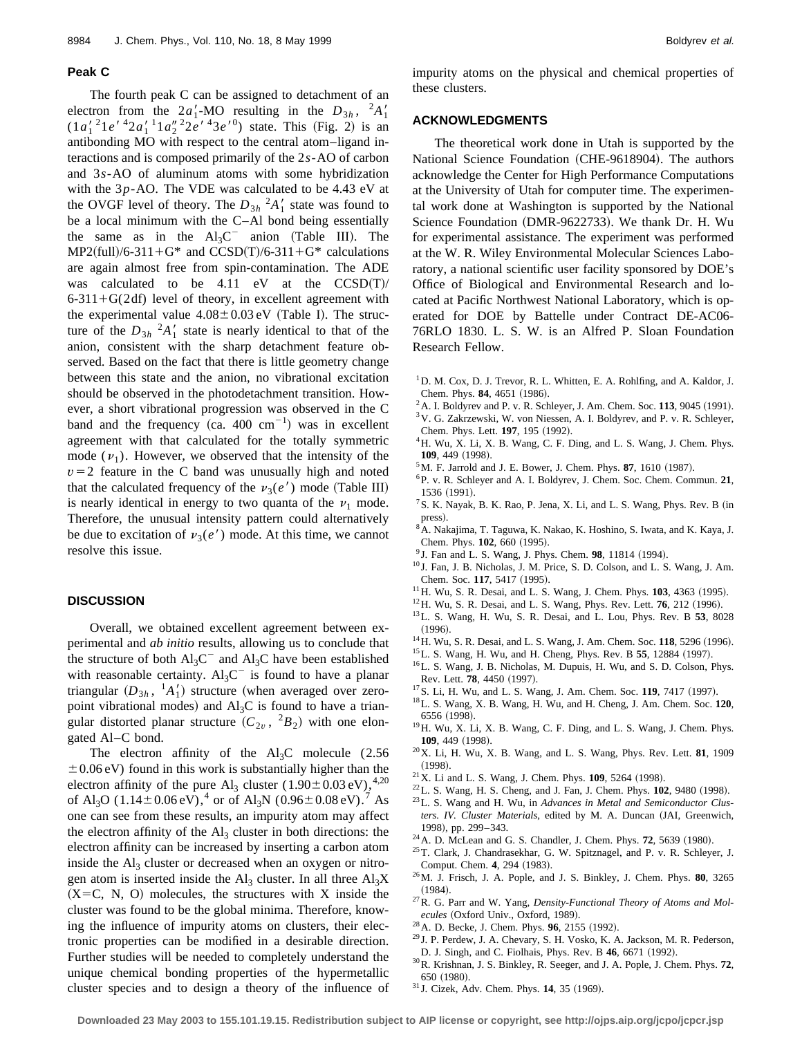### Peak C

The fourth peak C can be assigned to detachment of an electron from the $2a_1'$-MO resulting in the $D_{3h}$, $^2A_1'$ $(1a_1'^2 1e'^4 2a_1'^1 1a_2''^2 2e'^4 3e'^0)$ state. This (Fig. 2) is an antibonding MO with respect to the central atom–ligand interactions and is composed primarily of the $2s$-AO of carbon and $3s$-AO of aluminum atoms with some hybridization with the $3p$-AO. The VDE was calculated to be 4.43 eV at the OVGF level of theory. The $D_{3h}$ $^2A_1'$ state was found to be a local minimum with the C–Al bond being essentially the same as in the $Al_3C^-$ anion (Table III). The MP2(full)/6-311+G* and CCSD(T)/6-311+G* calculations are again almost free from spin-contamination. The ADE was calculated to be 4.11 eV at the CCSD(T)/6-311+G(2df) level of theory, in excellent agreement with the experimental value $4.08 \pm 0.03$ eV (Table I). The structure of the $D_{3h}$ $^2A_1'$ state is nearly identical to that of the anion, consistent with the sharp detachment feature observed. Based on the fact that there is little geometry change between this state and the anion, no vibrational excitation should be observed in the photodetachment transition. However, a short vibrational progression was observed in the C band and the frequency (ca. 400 $cm^{-1}$) was in excellent agreement with that calculated for the totally symmetric mode ($\nu_1$). However, we observed that the intensity of the $v=2$ feature in the C band was unusually high and noted that the calculated frequency of the $\nu_3(e')$ mode (Table III) is nearly identical in energy to two quanta of the $\nu_1$ mode. Therefore, the unusual intensity pattern could alternatively be due to excitation of $\nu_3(e')$ mode. At this time, we cannot resolve this issue.

## DISCUSSION

Overall, we obtained excellent agreement between experimental and *ab initio* results, allowing us to conclude that the structure of both $Al_3C^-$ and $Al_3C$ have been established with reasonable certainty. $Al_3C^-$ is found to have a planar triangular ($D_{3h}$, $^1A_1'$) structure (when averaged over zero-point vibrational modes) and $Al_3C$ is found to have a triangular distorted planar structure ($C_{2v}$, $^2B_2$) with one elongated Al–C bond.

The electron affinity of the $Al_3C$ molecule (2.56 $\pm 0.06$ eV) found in this work is substantially higher than the electron affinity of the pure $Al_3$ cluster ($1.90 \pm 0.03$ eV),[4,20] of $Al_3O$ ($1.14 \pm 0.06$ eV),[4] or of $Al_3N$ ($0.96 \pm 0.08$ eV).[7] As one can see from these results, an impurity atom may affect the electron affinity of the $Al_3$ cluster in both directions: the electron affinity can be increased by inserting a carbon atom inside the $Al_3$ cluster or decreased when an oxygen or nitrogen atom is inserted inside the $Al_3$ cluster. In all three $Al_3X$ (X=C, N, O) molecules, the structures with X inside the cluster was found to be the global minima. Therefore, knowing the influence of impurity atoms on clusters, their electronic properties can be modified in a desirable direction. Further studies will be needed to completely understand the unique chemical bonding properties of the hypermetallic cluster species and to design a theory of the influence of impurity atoms on the physical and chemical properties of these clusters.

## ACKNOWLEDGMENTS

The theoretical work done in Utah is supported by the National Science Foundation (CHE-9618904). The authors acknowledge the Center for High Performance Computations at the University of Utah for computer time. The experimental work done at Washington is supported by the National Science Foundation (DMR-9622733). We thank Dr. H. Wu for experimental assistance. The experiment was performed at the W. R. Wiley Environmental Molecular Sciences Laboratory, a national scientific user facility sponsored by DOE's Office of Biological and Environmental Research and located at Pacific Northwest National Laboratory, which is operated for DOE by Battelle under Contract DE-AC06-76RLO 1830. L. S. W. is an Alfred P. Sloan Foundation Research Fellow.

[1] D. M. Cox, D. J. Trevor, R. L. Whitten, E. A. Rohlfing, and A. Kaldor, J. Chem. Phys. **84**, 4651 (1986).
[2] A. I. Boldyrev and P. v. R. Schleyer, J. Am. Chem. Soc. **113**, 9045 (1991).
[3] V. G. Zakrzewski, W. von Niessen, A. I. Boldyrev, and P. v. R. Schleyer, Chem. Phys. Lett. **197**, 195 (1992).
[4] H. Wu, X. Li, X. B. Wang, C. F. Ding, and L. S. Wang, J. Chem. Phys. **109**, 449 (1998).
[5] M. F. Jarrold and J. E. Bower, J. Chem. Phys. **87**, 1610 (1987).
[6] P. v. R. Schleyer and A. I. Boldyrev, J. Chem. Soc. Chem. Commun. **21**, 1536 (1991).
[7] S. K. Nayak, B. K. Rao, P. Jena, X. Li, and L. S. Wang, Phys. Rev. B (in press).
[8] A. Nakajima, T. Taguwa, K. Nakao, K. Hoshino, S. Iwata, and K. Kaya, J. Chem. Phys. **102**, 660 (1995).
[9] J. Fan and L. S. Wang, J. Phys. Chem. **98**, 11814 (1994).
[10] J. Fan, J. B. Nicholas, J. M. Price, S. D. Colson, and L. S. Wang, J. Am. Chem. Soc. **117**, 5417 (1995).
[11] H. Wu, S. R. Desai, and L. S. Wang, J. Chem. Phys. **103**, 4363 (1995).
[12] H. Wu, S. R. Desai, and L. S. Wang, Phys. Rev. Lett. **76**, 212 (1996).
[13] L. S. Wang, H. Wu, S. R. Desai, and L. Lou, Phys. Rev. B **53**, 8028 (1996).
[14] H. Wu, S. R. Desai, and L. S. Wang, J. Am. Chem. Soc. **118**, 5296 (1996).
[15] L. S. Wang, H. Wu, and H. Cheng, Phys. Rev. B **55**, 12884 (1997).
[16] L. S. Wang, J. B. Nicholas, M. Dupuis, H. Wu, and S. D. Colson, Phys. Rev. Lett. **78**, 4450 (1997).
[17] S. Li, H. Wu, and L. S. Wang, J. Am. Chem. Soc. **119**, 7417 (1997).
[18] L. S. Wang, X. B. Wang, H. Wu, and H. Cheng, J. Am. Chem. Soc. **120**, 6556 (1998).
[19] H. Wu, X. Li, X. B. Wang, C. F. Ding, and L. S. Wang, J. Chem. Phys. **109**, 449 (1998).
[20] X. Li, H. Wu, X. B. Wang, and L. S. Wang, Phys. Rev. Lett. **81**, 1909 (1998).
[21] X. Li and L. S. Wang, J. Chem. Phys. **109**, 5264 (1998).
[22] L. S. Wang, H. S. Cheng, and J. Fan, J. Chem. Phys. **102**, 9480 (1998).
[23] L. S. Wang and H. Wu, in *Advances in Metal and Semiconductor Clusters. IV. Cluster Materials*, edited by M. A. Duncan (JAI, Greenwich, 1998), pp. 299–343.
[24] A. D. McLean and G. S. Chandler, J. Chem. Phys. **72**, 5639 (1980).
[25] T. Clark, J. Chandrasekhar, G. W. Spitznagel, and P. v. R. Schleyer, J. Comput. Chem. **4**, 294 (1983).
[26] M. J. Frisch, J. A. Pople, and J. S. Binkley, J. Chem. Phys. **80**, 3265 (1984).
[27] R. G. Parr and W. Yang, *Density-Functional Theory of Atoms and Molecules* (Oxford Univ., Oxford, 1989).
[28] A. D. Becke, J. Chem. Phys. **96**, 2155 (1992).
[29] J. P. Perdew, J. A. Chevary, S. H. Vosko, K. A. Jackson, M. R. Pederson, D. J. Singh, and C. Fiolhais, Phys. Rev. B **46**, 6671 (1992).
[30] R. Krishnan, J. S. Binkley, R. Seeger, and J. A. Pople, J. Chem. Phys. **72**, 650 (1980).
[31] J. Cizek, Adv. Chem. Phys. **14**, 35 (1969).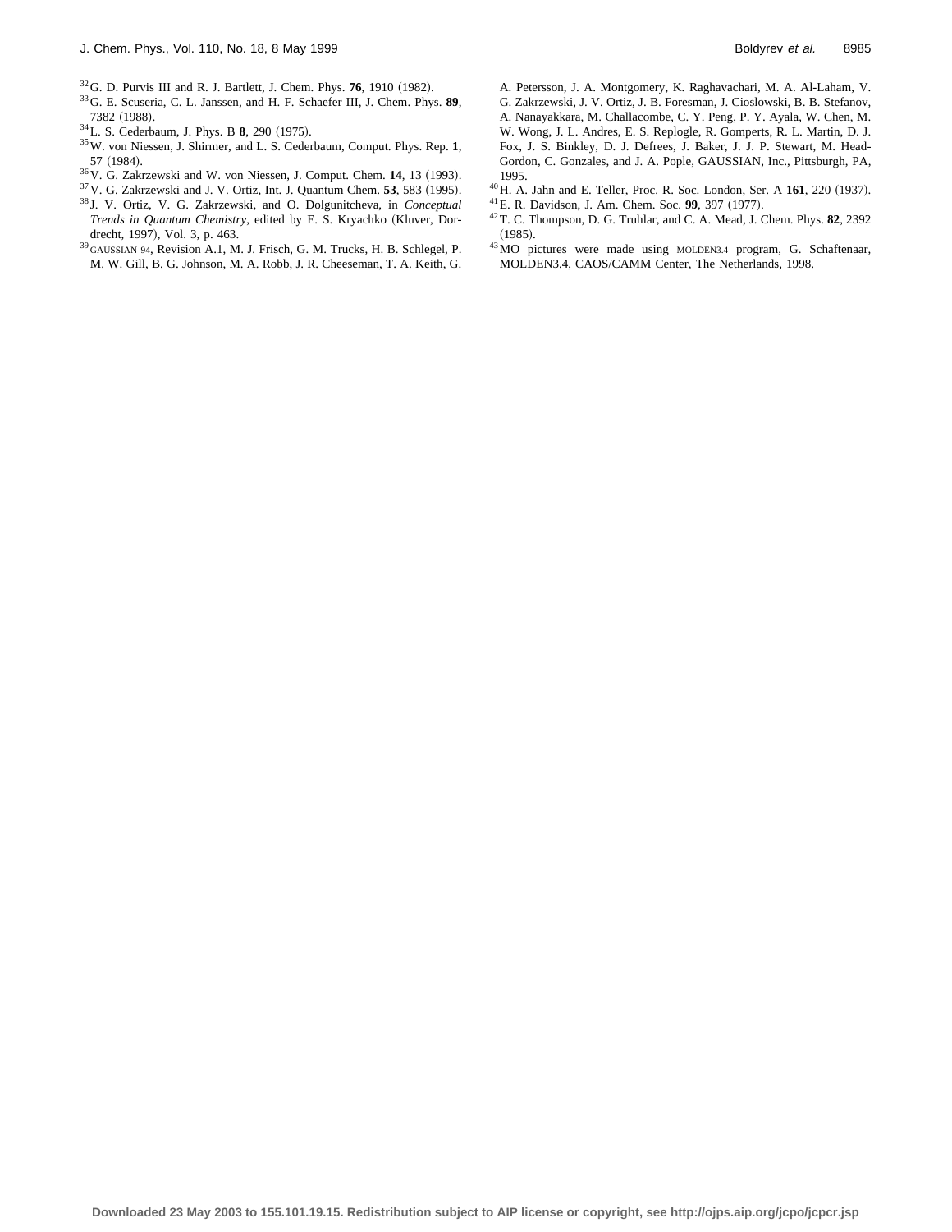[32] G. D. Purvis III and R. J. Bartlett, J. Chem. Phys. **76**, 1910 (1982).

[33] G. E. Scuseria, C. L. Janssen, and H. F. Schaefer III, J. Chem. Phys. **89**, 7382 (1988).

[34] L. S. Cederbaum, J. Phys. B **8**, 290 (1975).

[35] W. von Niessen, J. Shirmer, and L. S. Cederbaum, Comput. Phys. Rep. **1**, 57 (1984).

[36] V. G. Zakrzewski and W. von Niessen, J. Comput. Chem. **14**, 13 (1993).

[37] V. G. Zakrzewski and J. V. Ortiz, Int. J. Quantum Chem. **53**, 583 (1995).

[38] J. V. Ortiz, V. G. Zakrzewski, and O. Dolgunitcheva, in *Conceptual Trends in Quantum Chemistry*, edited by E. S. Kryachko (Kluver, Dordrecht, 1997), Vol. 3, p. 463.

[39] GAUSSIAN 94, Revision A.1, M. J. Frisch, G. M. Trucks, H. B. Schlegel, P. M. W. Gill, B. G. Johnson, M. A. Robb, J. R. Cheeseman, T. A. Keith, G. A. Petersson, J. A. Montgomery, K. Raghavachari, M. A. Al-Laham, V. G. Zakrzewski, J. V. Ortiz, J. B. Foresman, J. Cioslowski, B. B. Stefanov, A. Nanayakkara, M. Challacombe, C. Y. Peng, P. Y. Ayala, W. Chen, M. W. Wong, J. L. Andres, E. S. Replogle, R. Gomperts, R. L. Martin, D. J. Fox, J. S. Binkley, D. J. Defrees, J. Baker, J. J. P. Stewart, M. Head-Gordon, C. Gonzales, and J. A. Pople, GAUSSIAN, Inc., Pittsburgh, PA, 1995.

[40] H. A. Jahn and E. Teller, Proc. R. Soc. London, Ser. A **161**, 220 (1937).

[41] E. R. Davidson, J. Am. Chem. Soc. **99**, 397 (1977).

[42] T. C. Thompson, D. G. Truhlar, and C. A. Mead, J. Chem. Phys. **82**, 2392 (1985).

[43] MO pictures were made using MOLDEN3.4 program, G. Schaftenaar, MOLDEN3.4, CAOS/CAMM Center, The Netherlands, 1998.